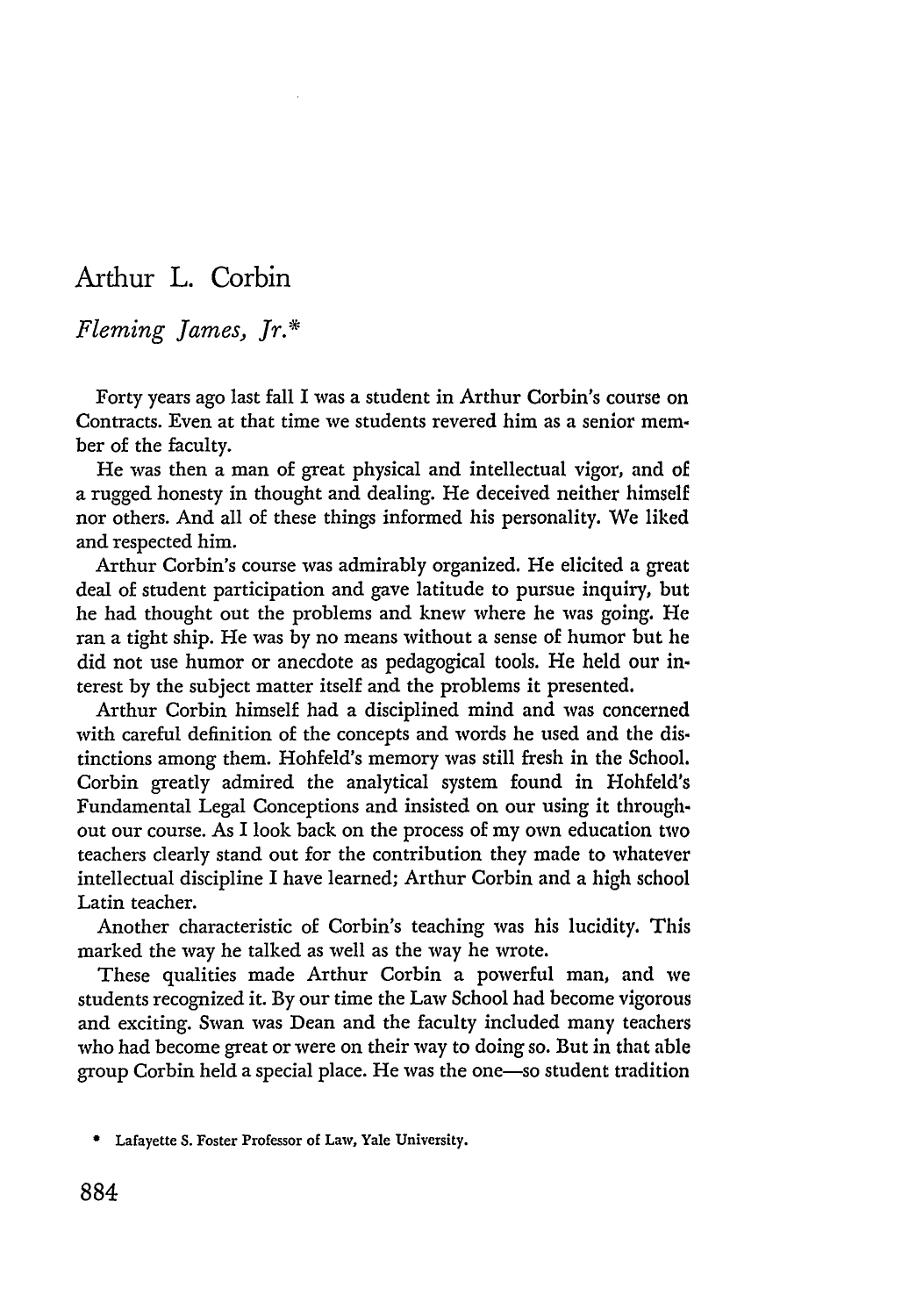# Arthur L. Corbin

*Fleming James, Jr.**

Forty years ago last fall I was a student in Arthur Corbin's course on Contracts. Even at that time we students revered him as a senior member of the faculty.

He was then a man of great physical and intellectual vigor, and of a rugged honesty in thought and dealing. He deceived neither himself nor others. And all of these things informed his personality. We liked and respected him.

Arthur Corbin's course was admirably organized. He elicited a great deal of student participation and gave latitude to pursue inquiry, but he had thought out the problems and knew where he was going. He ran a tight ship. He was by no means without a sense of humor but he did not use humor or anecdote as pedagogical tools. He held our interest by the subject matter itself and the problems it presented.

Arthur Corbin himself had a disciplined mind and was concerned with careful definition of the concepts and words he used and the distinctions among them. Hohfeld's memory was still fresh in the School. Corbin greatly admired the analytical system found in Hohfeld's Fundamental Legal Conceptions and insisted on our using it throughout our course. As I look back on the process of my own education two teachers clearly stand out for the contribution they made to whatever intellectual discipline I have learned; Arthur Corbin and a high school Latin teacher.

Another characteristic of Corbin's teaching was his lucidity. This marked the way he talked as well as the way he wrote.

These qualities made Arthur Corbin a powerful man, and we students recognized it. By our time the Law School had become vigorous and exciting. Swan was Dean and the faculty included many teachers who had become great or were on their way to doing so. But in that able group Corbin held a special place. He was the one—so student tradition

\* Lafayette S. Foster Professor of Law, Yale University.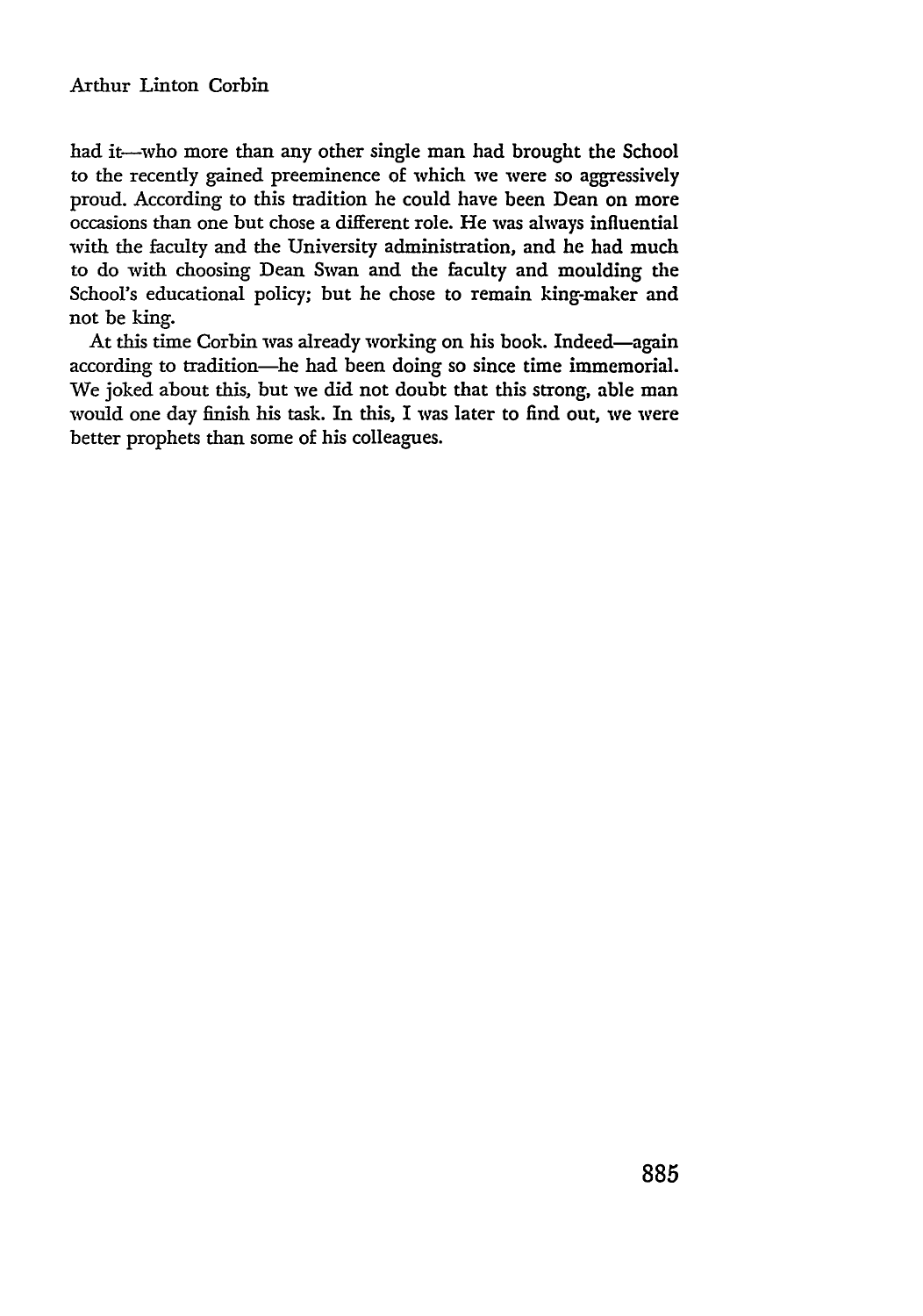had it—who more than any other single man had brought the School to the recently gained preeminence of which we were so aggressively proud. According to this tradition he could have been Dean on more occasions than one but chose a different role. He was always influential with the faculty and the University administration, and he had much to do with choosing Dean Swan and the faculty and moulding the School's educational policy; but he chose to remain king-maker and not be king.

At this time Corbin was already working on his book. Indeed—again according to tradition—he had been doing so since time immemorial. We joked about this, but we did not doubt that this strong, able man would one day finish his task. In this, I was later to find out, we were better prophets than some of his colleagues.